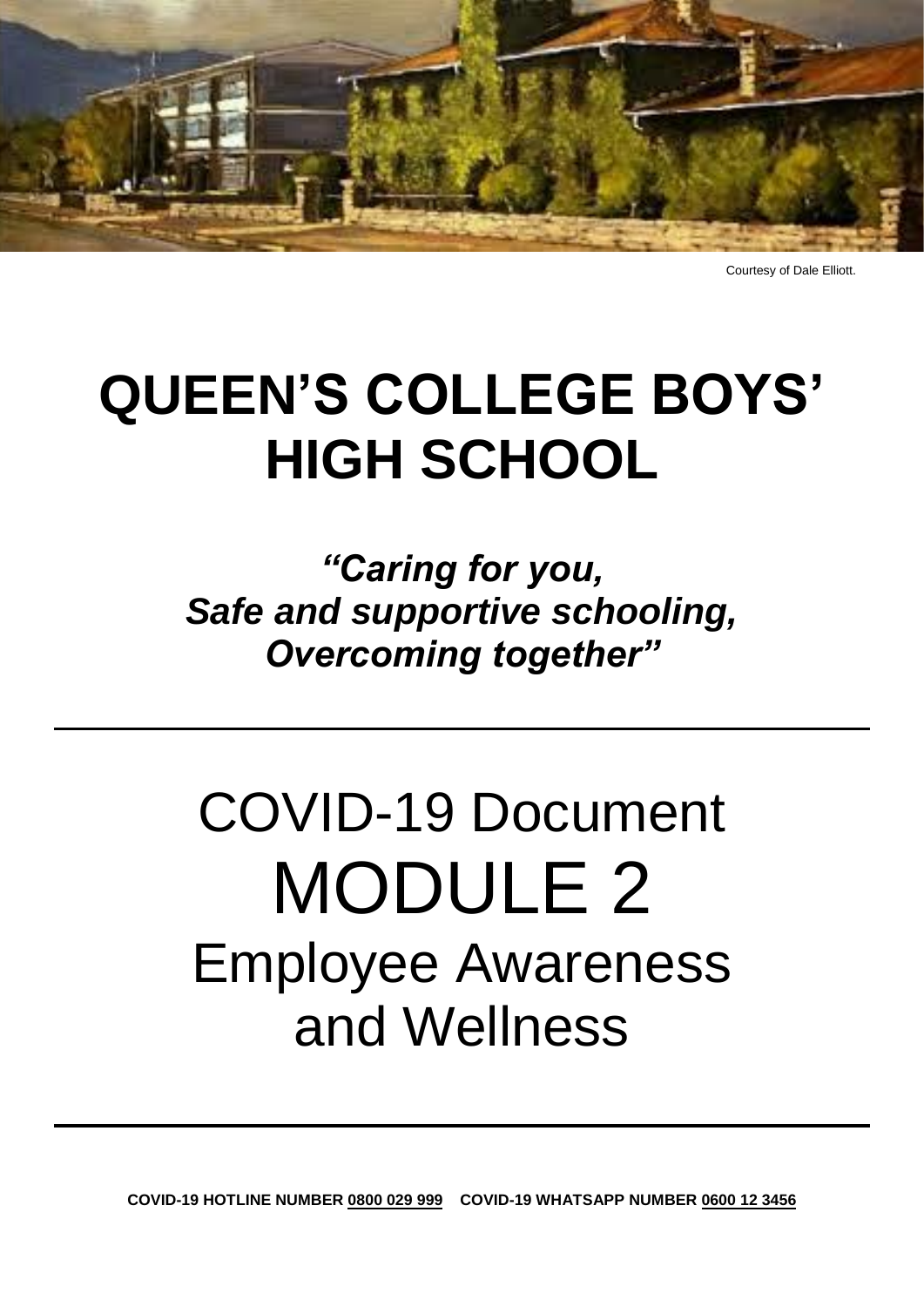Courtesy of Dale Elliott.

# QUEEN'S COLLEGE BOYS' HIGH SCHOOL

***"Caring for you,***
***Safe and supportive schooling,***
***Overcoming together"***

---

# COVID-19 Document
# MODULE 2
# Employee Awareness and Wellness

---

**COVID-19 HOTLINE NUMBER 0800 029 999  COVID-19 WHATSAPP NUMBER 0600 12 3456**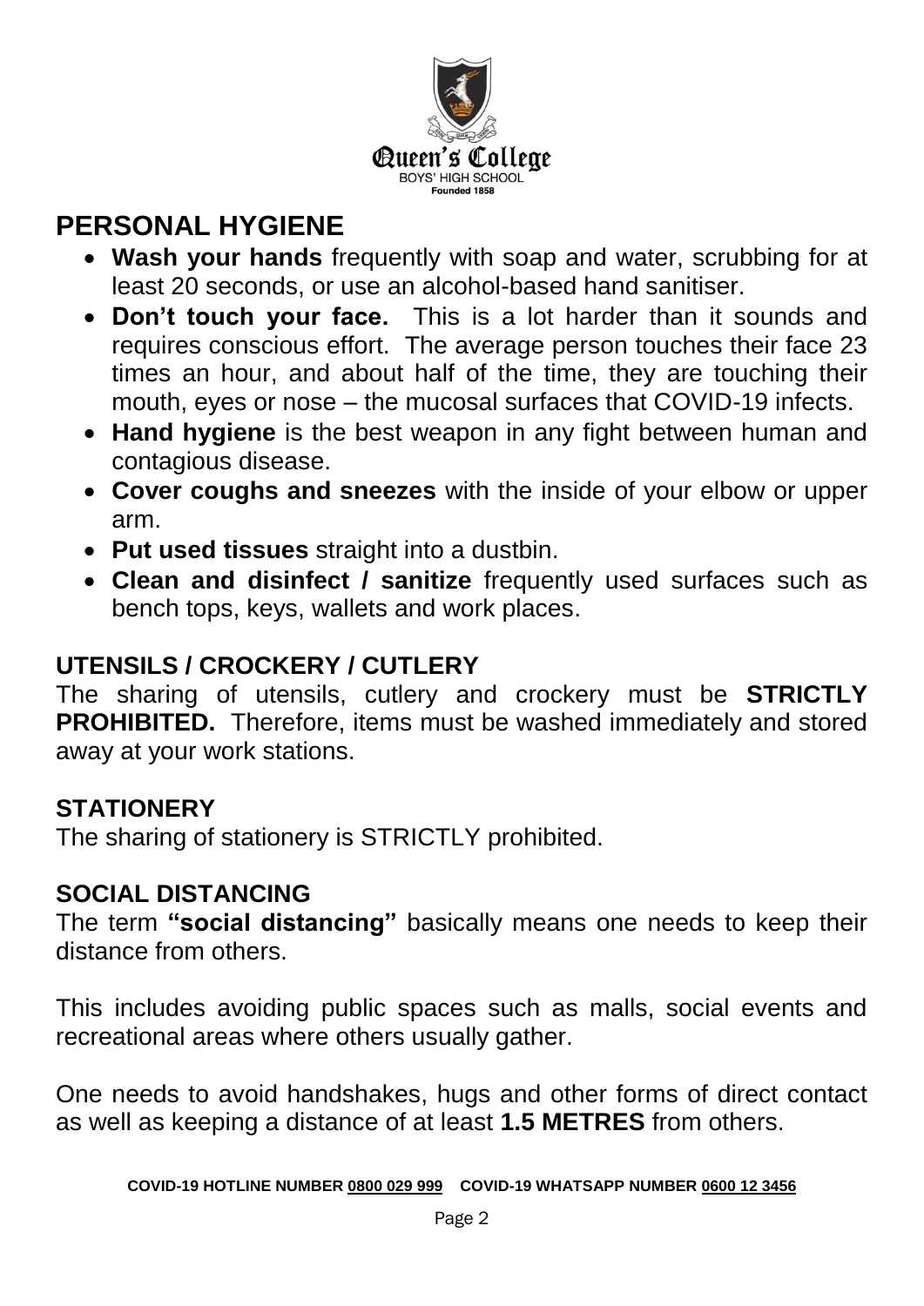Queen's College
BOYS' HIGH SCHOOL
Founded 1858

## PERSONAL HYGIENE

- **Wash your hands** frequently with soap and water, scrubbing for at least 20 seconds, or use an alcohol-based hand sanitiser.
- **Don't touch your face.** This is a lot harder than it sounds and requires conscious effort. The average person touches their face 23 times an hour, and about half of the time, they are touching their mouth, eyes or nose – the mucosal surfaces that COVID-19 infects.
- **Hand hygiene** is the best weapon in any fight between human and contagious disease.
- **Cover coughs and sneezes** with the inside of your elbow or upper arm.
- **Put used tissues** straight into a dustbin.
- **Clean and disinfect / sanitize** frequently used surfaces such as bench tops, keys, wallets and work places.

### UTENSILS / CROCKERY / CUTLERY

The sharing of utensils, cutlery and crockery must be **STRICTLY PROHIBITED.** Therefore, items must be washed immediately and stored away at your work stations.

### STATIONERY

The sharing of stationery is STRICTLY prohibited.

### SOCIAL DISTANCING

The term **"social distancing"** basically means one needs to keep their distance from others.

This includes avoiding public spaces such as malls, social events and recreational areas where others usually gather.

One needs to avoid handshakes, hugs and other forms of direct contact as well as keeping a distance of at least **1.5 METRES** from others.

**COVID-19 HOTLINE NUMBER 0800 029 999 COVID-19 WHATSAPP NUMBER 0600 12 3456**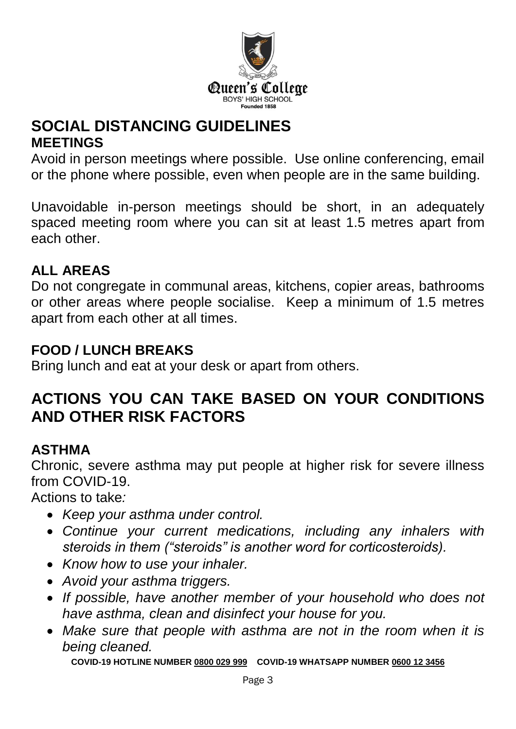Queen's College
BOYS' HIGH SCHOOL
Founded 1858

## SOCIAL DISTANCING GUIDELINES

### MEETINGS

Avoid in person meetings where possible. Use online conferencing, email or the phone where possible, even when people are in the same building.

Unavoidable in-person meetings should be short, in an adequately spaced meeting room where you can sit at least 1.5 metres apart from each other.

### ALL AREAS

Do not congregate in communal areas, kitchens, copier areas, bathrooms or other areas where people socialise. Keep a minimum of 1.5 metres apart from each other at all times.

### FOOD / LUNCH BREAKS

Bring lunch and eat at your desk or apart from others.

## ACTIONS YOU CAN TAKE BASED ON YOUR CONDITIONS AND OTHER RISK FACTORS

### ASTHMA

Chronic, severe asthma may put people at higher risk for severe illness from COVID-19.

Actions to take*:*

- *Keep your asthma under control.*
- *Continue your current medications, including any inhalers with steroids in them ("steroids" is another word for corticosteroids).*
- *Know how to use your inhaler.*
- *Avoid your asthma triggers.*
- *If possible, have another member of your household who does not have asthma, clean and disinfect your house for you.*
- *Make sure that people with asthma are not in the room when it is being cleaned.*

**COVID-19 HOTLINE NUMBER 0800 029 999 COVID-19 WHATSAPP NUMBER 0600 12 3456**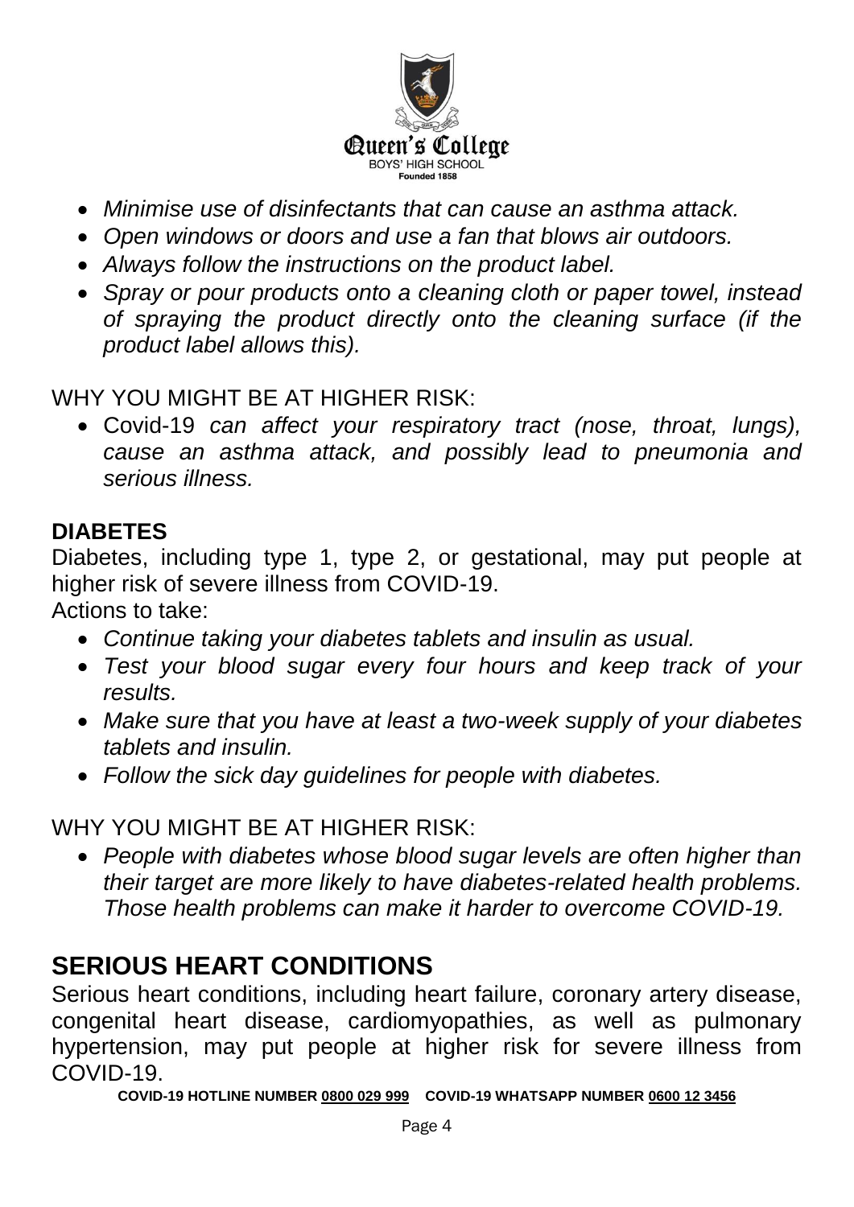- *Minimise use of disinfectants that can cause an asthma attack.*
- *Open windows or doors and use a fan that blows air outdoors.*
- *Always follow the instructions on the product label.*
- *Spray or pour products onto a cleaning cloth or paper towel, instead of spraying the product directly onto the cleaning surface (if the product label allows this).*

WHY YOU MIGHT BE AT HIGHER RISK:

- Covid-19 *can affect your respiratory tract (nose, throat, lungs), cause an asthma attack, and possibly lead to pneumonia and serious illness.*

### DIABETES

Diabetes, including type 1, type 2, or gestational, may put people at higher risk of severe illness from COVID-19.

Actions to take:

- *Continue taking your diabetes tablets and insulin as usual.*
- *Test your blood sugar every four hours and keep track of your results.*
- *Make sure that you have at least a two-week supply of your diabetes tablets and insulin.*
- *Follow the sick day guidelines for people with diabetes.*

WHY YOU MIGHT BE AT HIGHER RISK:

- *People with diabetes whose blood sugar levels are often higher than their target are more likely to have diabetes-related health problems. Those health problems can make it harder to overcome COVID-19.*

## SERIOUS HEART CONDITIONS

Serious heart conditions, including heart failure, coronary artery disease, congenital heart disease, cardiomyopathies, as well as pulmonary hypertension, may put people at higher risk for severe illness from COVID-19.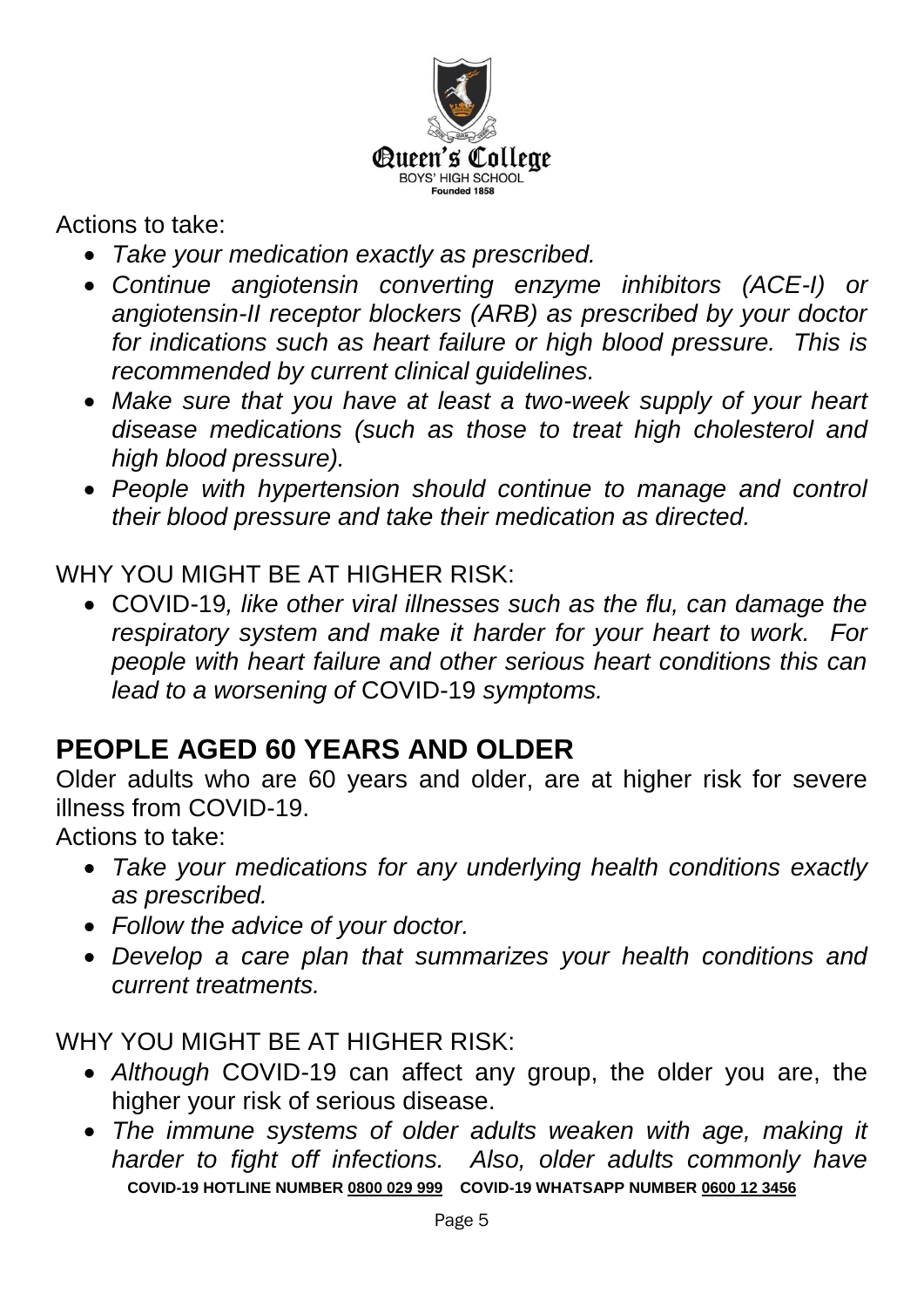Actions to take:

- *Take your medication exactly as prescribed.*
- *Continue angiotensin converting enzyme inhibitors (ACE-I) or angiotensin-II receptor blockers (ARB) as prescribed by your doctor for indications such as heart failure or high blood pressure. This is recommended by current clinical guidelines.*
- *Make sure that you have at least a two-week supply of your heart disease medications (such as those to treat high cholesterol and high blood pressure).*
- *People with hypertension should continue to manage and control their blood pressure and take their medication as directed.*

WHY YOU MIGHT BE AT HIGHER RISK:

- COVID-19*, like other viral illnesses such as the flu, can damage the respiratory system and make it harder for your heart to work. For people with heart failure and other serious heart conditions this can lead to a worsening of* COVID-19 *symptoms.*

## PEOPLE AGED 60 YEARS AND OLDER

Older adults who are 60 years and older, are at higher risk for severe illness from COVID-19.

Actions to take:

- *Take your medications for any underlying health conditions exactly as prescribed.*
- *Follow the advice of your doctor.*
- *Develop a care plan that summarizes your health conditions and current treatments.*

WHY YOU MIGHT BE AT HIGHER RISK:

- *Although* COVID-19 can affect any group, the older you are, the higher your risk of serious disease.
- *The immune systems of older adults weaken with age, making it harder to fight off infections. Also, older adults commonly have*

**COVID-19 HOTLINE NUMBER 0800 029 999 COVID-19 WHATSAPP NUMBER 0600 12 3456**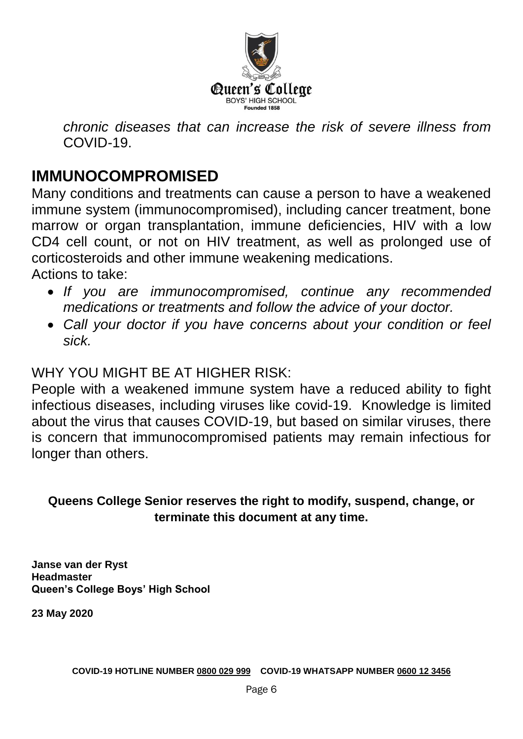*chronic diseases that can increase the risk of severe illness from* COVID-19.

## IMMUNOCOMPROMISED

Many conditions and treatments can cause a person to have a weakened immune system (immunocompromised), including cancer treatment, bone marrow or organ transplantation, immune deficiencies, HIV with a low CD4 cell count, or not on HIV treatment, as well as prolonged use of corticosteroids and other immune weakening medications.

Actions to take:

- *If you are immunocompromised, continue any recommended medications or treatments and follow the advice of your doctor.*
- *Call your doctor if you have concerns about your condition or feel sick.*

WHY YOU MIGHT BE AT HIGHER RISK:

People with a weakened immune system have a reduced ability to fight infectious diseases, including viruses like covid-19. Knowledge is limited about the virus that causes COVID-19, but based on similar viruses, there is concern that immunocompromised patients may remain infectious for longer than others.

**Queens College Senior reserves the right to modify, suspend, change, or terminate this document at any time.**

**Janse van der Ryst**
**Headmaster**
**Queen's College Boys' High School**

**23 May 2020**

**COVID-19 HOTLINE NUMBER 0800 029 999 COVID-19 WHATSAPP NUMBER 0600 12 3456**